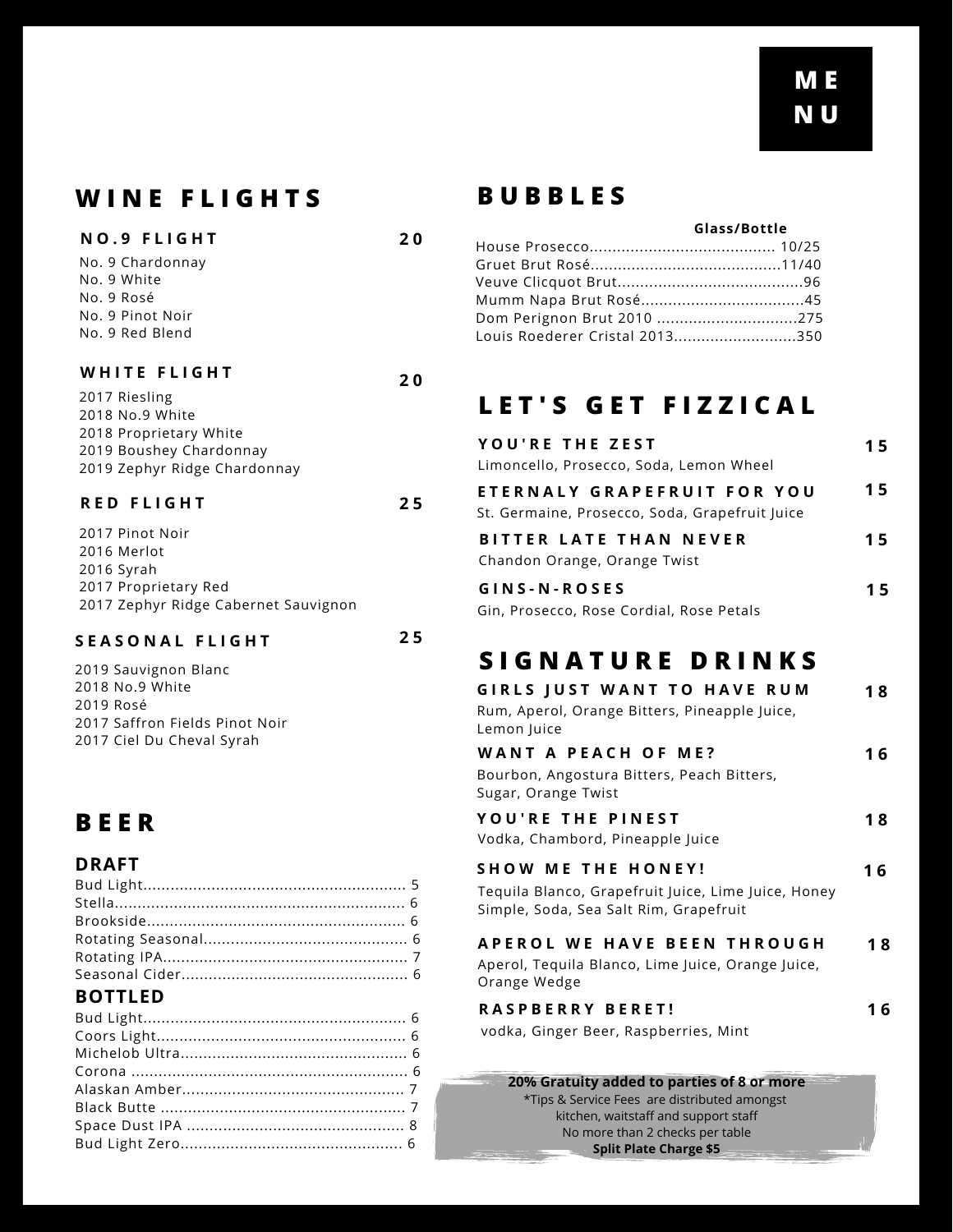# MENU

## WINE FLIGHTS

### NO.9 FLIGHT — 20

No. 9 Chardonnay
No. 9 White
No. 9 Rosé
No. 9 Pinot Noir
No. 9 Red Blend

### WHITE FLIGHT — 20

2017 Riesling
2018 No.9 White
2018 Proprietary White
2019 Boushey Chardonnay
2019 Zephyr Ridge Chardonnay

### RED FLIGHT — 25

2017 Pinot Noir
2016 Merlot
2016 Syrah
2017 Proprietary Red
2017 Zephyr Ridge Cabernet Sauvignon

### SEASONAL FLIGHT — 25

2019 Sauvignon Blanc
2018 No.9 White
2019 Rosé
2017 Saffron Fields Pinot Noir
2017 Ciel Du Cheval Syrah

## BEER

### DRAFT

| Item | Price |
|---|---|
| Bud Light | 5 |
| Stella | 6 |
| Brookside | 6 |
| Rotating Seasonal | 6 |
| Rotating IPA | 7 |
| Seasonal Cider | 6 |

### BOTTLED

| Item | Price |
|---|---|
| Bud Light | 6 |
| Coors Light | 6 |
| Michelob Ultra | 6 |
| Corona | 6 |
| Alaskan Amber | 7 |
| Black Butte | 7 |
| Space Dust IPA | 8 |
| Bud Light Zero | 6 |

## BUBBLES

| Item | Glass/Bottle |
|---|---|
| House Prosecco | 10/25 |
| Gruet Brut Rosé | 11/40 |
| Veuve Clicquot Brut | 96 |
| Mumm Napa Brut Rosé | 45 |
| Dom Perignon Brut 2010 | 275 |
| Louis Roederer Cristal 2013 | 350 |

## LET'S GET FIZZICAL

**YOU'RE THE ZEST** — 15
Limoncello, Prosecco, Soda, Lemon Wheel

**ETERNALY GRAPEFRUIT FOR YOU** — 15
St. Germaine, Prosecco, Soda, Grapefruit Juice

**BITTER LATE THAN NEVER** — 15
Chandon Orange, Orange Twist

**GINS-N-ROSES** — 15
Gin, Prosecco, Rose Cordial, Rose Petals

## SIGNATURE DRINKS

**GIRLS JUST WANT TO HAVE RUM** — 18
Rum, Aperol, Orange Bitters, Pineapple Juice, Lemon Juice

**WANT A PEACH OF ME?** — 16
Bourbon, Angostura Bitters, Peach Bitters, Sugar, Orange Twist

**YOU'RE THE PINEST** — 18
Vodka, Chambord, Pineapple Juice

**SHOW ME THE HONEY!** — 16
Tequila Blanco, Grapefruit Juice, Lime Juice, Honey Simple, Soda, Sea Salt Rim, Grapefruit

**APEROL WE HAVE BEEN THROUGH** — 18
Aperol, Tequila Blanco, Lime Juice, Orange Juice, Orange Wedge

**RASPBERRY BERET!** — 16
vodka, Ginger Beer, Raspberries, Mint

**20% Gratuity added to parties of 8 or more**
*Tips & Service Fees are distributed amongst kitchen, waitstaff and support staff
No more than 2 checks per table
**Split Plate Charge $5**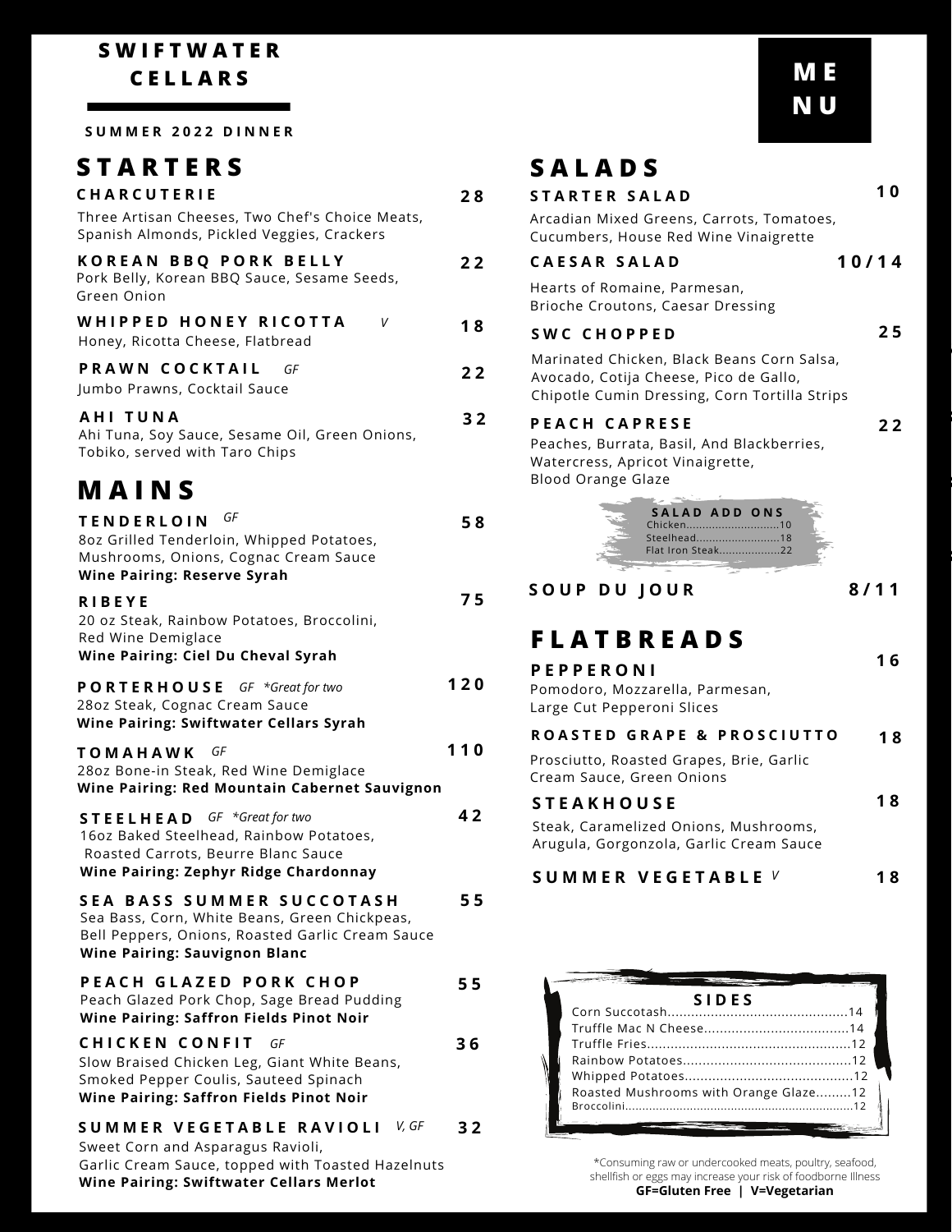# SWIFTWATER CELLARS

SUMMER 2022 DINNER

MENU

## STARTERS

**CHARCUTERIE** — 28
Three Artisan Cheeses, Two Chef's Choice Meats, Spanish Almonds, Pickled Veggies, Crackers

**KOREAN BBQ PORK BELLY** — 22
Pork Belly, Korean BBQ Sauce, Sesame Seeds, Green Onion

**WHIPPED HONEY RICOTTA** *V* — 18
Honey, Ricotta Cheese, Flatbread

**PRAWN COCKTAIL** *GF* — 22
Jumbo Prawns, Cocktail Sauce

**AHI TUNA** — 32
Ahi Tuna, Soy Sauce, Sesame Oil, Green Onions, Tobiko, served with Taro Chips

## MAINS

**TENDERLOIN** *GF* — 58
8oz Grilled Tenderloin, Whipped Potatoes, Mushrooms, Onions, Cognac Cream Sauce
**Wine Pairing: Reserve Syrah**

**RIBEYE** — 75
20 oz Steak, Rainbow Potatoes, Broccolini, Red Wine Demiglace
**Wine Pairing: Ciel Du Cheval Syrah**

**PORTERHOUSE** *GF* *Great for two* — 120
28oz Steak, Cognac Cream Sauce
**Wine Pairing: Swiftwater Cellars Syrah**

**TOMAHAWK** *GF* — 110
28oz Bone-in Steak, Red Wine Demiglace
**Wine Pairing: Red Mountain Cabernet Sauvignon**

**STEELHEAD** *GF* *Great for two* — 42
16oz Baked Steelhead, Rainbow Potatoes, Roasted Carrots, Beurre Blanc Sauce
**Wine Pairing: Zephyr Ridge Chardonnay**

**SEA BASS SUMMER SUCCOTASH** — 55
Sea Bass, Corn, White Beans, Green Chickpeas, Bell Peppers, Onions, Roasted Garlic Cream Sauce
**Wine Pairing: Sauvignon Blanc**

**PEACH GLAZED PORK CHOP** — 55
Peach Glazed Pork Chop, Sage Bread Pudding
**Wine Pairing: Saffron Fields Pinot Noir**

**CHICKEN CONFIT** *GF* — 36
Slow Braised Chicken Leg, Giant White Beans, Smoked Pepper Coulis, Sauteed Spinach
**Wine Pairing: Saffron Fields Pinot Noir**

**SUMMER VEGETABLE RAVIOLI** *V, GF* — 32
Sweet Corn and Asparagus Ravioli, Garlic Cream Sauce, topped with Toasted Hazelnuts
**Wine Pairing: Swiftwater Cellars Merlot**

## SALADS

**STARTER SALAD** — 10
Arcadian Mixed Greens, Carrots, Tomatoes, Cucumbers, House Red Wine Vinaigrette

**CAESAR SALAD** — 10/14
Hearts of Romaine, Parmesan, Brioche Croutons, Caesar Dressing

**SWC CHOPPED** — 25
Marinated Chicken, Black Beans Corn Salsa, Avocado, Cotija Cheese, Pico de Gallo, Chipotle Cumin Dressing, Corn Tortilla Strips

**PEACH CAPRESE** — 22
Peaches, Burrata, Basil, And Blackberries, Watercress, Apricot Vinaigrette, Blood Orange Glaze

### SALAD ADD ONS

Chicken............................10
Steelhead.........................18
Flat Iron Steak..................22

**SOUP DU JOUR** — 8/11

## FLATBREADS

**PEPPERONI** — 16
Pomodoro, Mozzarella, Parmesan, Large Cut Pepperoni Slices

**ROASTED GRAPE & PROSCIUTTO** — 18
Prosciutto, Roasted Grapes, Brie, Garlic Cream Sauce, Green Onions

**STEAKHOUSE** — 18
Steak, Caramelized Onions, Mushrooms, Arugula, Gorgonzola, Garlic Cream Sauce

**SUMMER VEGETABLE** *V* — 18

### SIDES

Corn Succotash..............................................14
Truffle Mac N Cheese.....................................14
Truffle Fries....................................................12
Rainbow Potatoes...........................................12
Whipped Potatoes...........................................12
Roasted Mushrooms with Orange Glaze.........12
Broccolini.........................................................12

*Consuming raw or undercooked meats, poultry, seafood, shellfish or eggs may increase your risk of foodborne Illness

**GF=Gluten Free | V=Vegetarian**